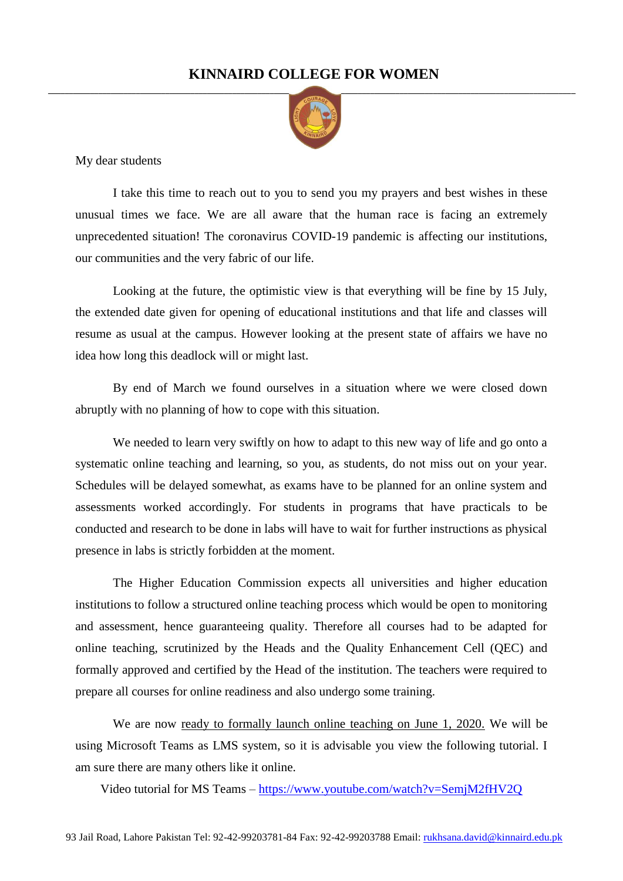# KINNAIRD COLLEGE FOR WOMEN

My dear students

I take this time to reach out to you to send you my prayers and best wishes in these unusual times we face. We are all aware that the human race is facing an extremely unprecedented situation! The coronavirus COVID-19 pandemic is affecting our institutions, our communities and the very fabric of our life.

Looking at the future, the optimistic view is that everything will be fine by 15 July, the extended date given for opening of educational institutions and that life and classes will resume as usual at the campus. However looking at the present state of affairs we have no idea how long this deadlock will or might last.

By end of March we found ourselves in a situation where we were closed down abruptly with no planning of how to cope with this situation.

We needed to learn very swiftly on how to adapt to this new way of life and go onto a systematic online teaching and learning, so you, as students, do not miss out on your year. Schedules will be delayed somewhat, as exams have to be planned for an online system and assessments worked accordingly. For students in programs that have practicals to be conducted and research to be done in labs will have to wait for further instructions as physical presence in labs is strictly forbidden at the moment.

The Higher Education Commission expects all universities and higher education institutions to follow a structured online teaching process which would be open to monitoring and assessment, hence guaranteeing quality. Therefore all courses had to be adapted for online teaching, scrutinized by the Heads and the Quality Enhancement Cell (QEC) and formally approved and certified by the Head of the institution. The teachers were required to prepare all courses for online readiness and also undergo some training.

We are now ready to formally launch online teaching on June 1, 2020. We will be using Microsoft Teams as LMS system, so it is advisable you view the following tutorial. I am sure there are many others like it online.

Video tutorial for MS Teams – https://www.youtube.com/watch?v=SemjM2fHV2Q

93 Jail Road, Lahore Pakistan Tel: 92-42-99203781-84 Fax: 92-42-99203788 Email: rukhsana.david@kinnaird.edu.pk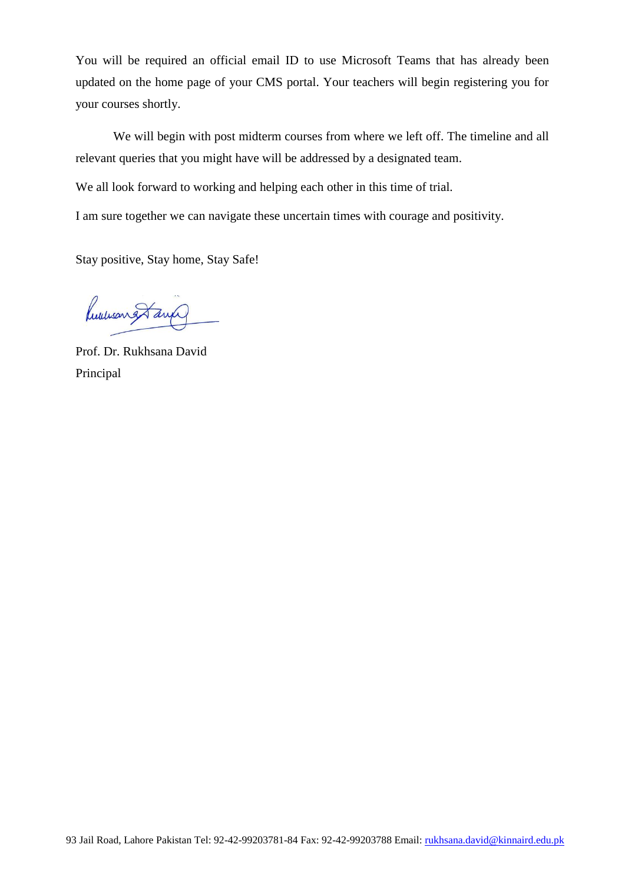You will be required an official email ID to use Microsoft Teams that has already been updated on the home page of your CMS portal. Your teachers will begin registering you for your courses shortly.

We will begin with post midterm courses from where we left off. The timeline and all relevant queries that you might have will be addressed by a designated team.

We all look forward to working and helping each other in this time of trial.

I am sure together we can navigate these uncertain times with courage and positivity.

Stay positive, Stay home, Stay Safe!

Prof. Dr. Rukhsana David
Principal

93 Jail Road, Lahore Pakistan Tel: 92-42-99203781-84 Fax: 92-42-99203788 Email: rukhsana.david@kinnaird.edu.pk